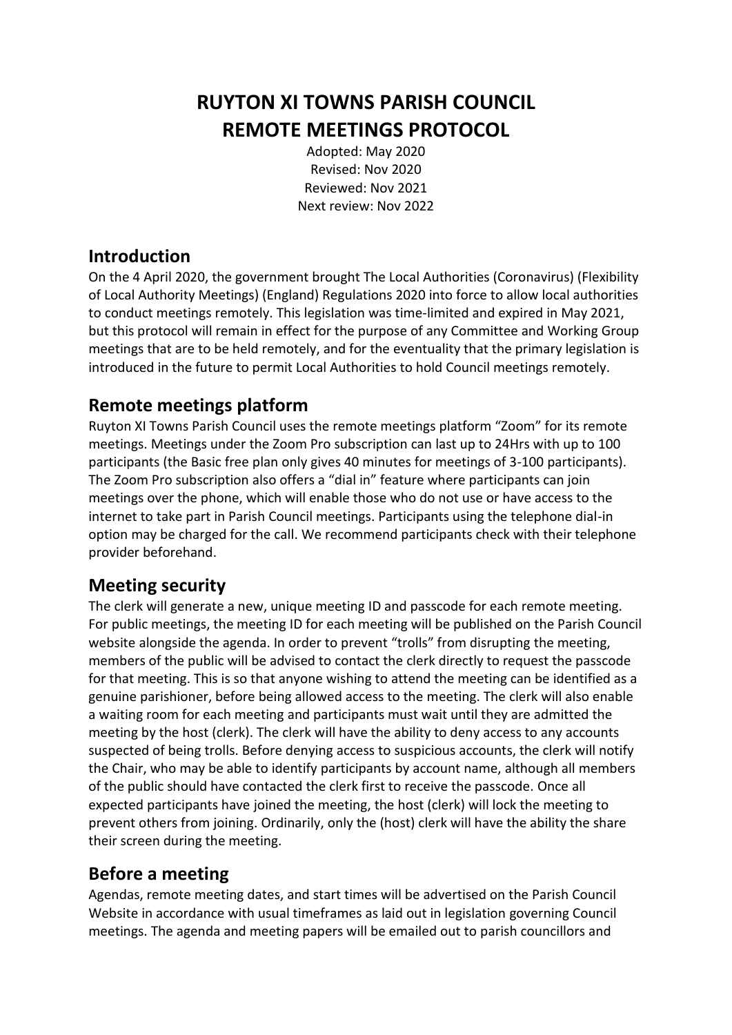# RUYTON XI TOWNS PARISH COUNCIL
# REMOTE MEETINGS PROTOCOL

Adopted: May 2020
Revised: Nov 2020
Reviewed: Nov 2021
Next review: Nov 2022

## Introduction

On the 4 April 2020, the government brought The Local Authorities (Coronavirus) (Flexibility of Local Authority Meetings) (England) Regulations 2020 into force to allow local authorities to conduct meetings remotely. This legislation was time-limited and expired in May 2021, but this protocol will remain in effect for the purpose of any Committee and Working Group meetings that are to be held remotely, and for the eventuality that the primary legislation is introduced in the future to permit Local Authorities to hold Council meetings remotely.

## Remote meetings platform

Ruyton XI Towns Parish Council uses the remote meetings platform "Zoom" for its remote meetings. Meetings under the Zoom Pro subscription can last up to 24Hrs with up to 100 participants (the Basic free plan only gives 40 minutes for meetings of 3-100 participants). The Zoom Pro subscription also offers a "dial in" feature where participants can join meetings over the phone, which will enable those who do not use or have access to the internet to take part in Parish Council meetings. Participants using the telephone dial-in option may be charged for the call. We recommend participants check with their telephone provider beforehand.

## Meeting security

The clerk will generate a new, unique meeting ID and passcode for each remote meeting. For public meetings, the meeting ID for each meeting will be published on the Parish Council website alongside the agenda. In order to prevent "trolls" from disrupting the meeting, members of the public will be advised to contact the clerk directly to request the passcode for that meeting. This is so that anyone wishing to attend the meeting can be identified as a genuine parishioner, before being allowed access to the meeting. The clerk will also enable a waiting room for each meeting and participants must wait until they are admitted the meeting by the host (clerk). The clerk will have the ability to deny access to any accounts suspected of being trolls. Before denying access to suspicious accounts, the clerk will notify the Chair, who may be able to identify participants by account name, although all members of the public should have contacted the clerk first to receive the passcode. Once all expected participants have joined the meeting, the host (clerk) will lock the meeting to prevent others from joining. Ordinarily, only the (host) clerk will have the ability the share their screen during the meeting.

## Before a meeting

Agendas, remote meeting dates, and start times will be advertised on the Parish Council Website in accordance with usual timeframes as laid out in legislation governing Council meetings. The agenda and meeting papers will be emailed out to parish councillors and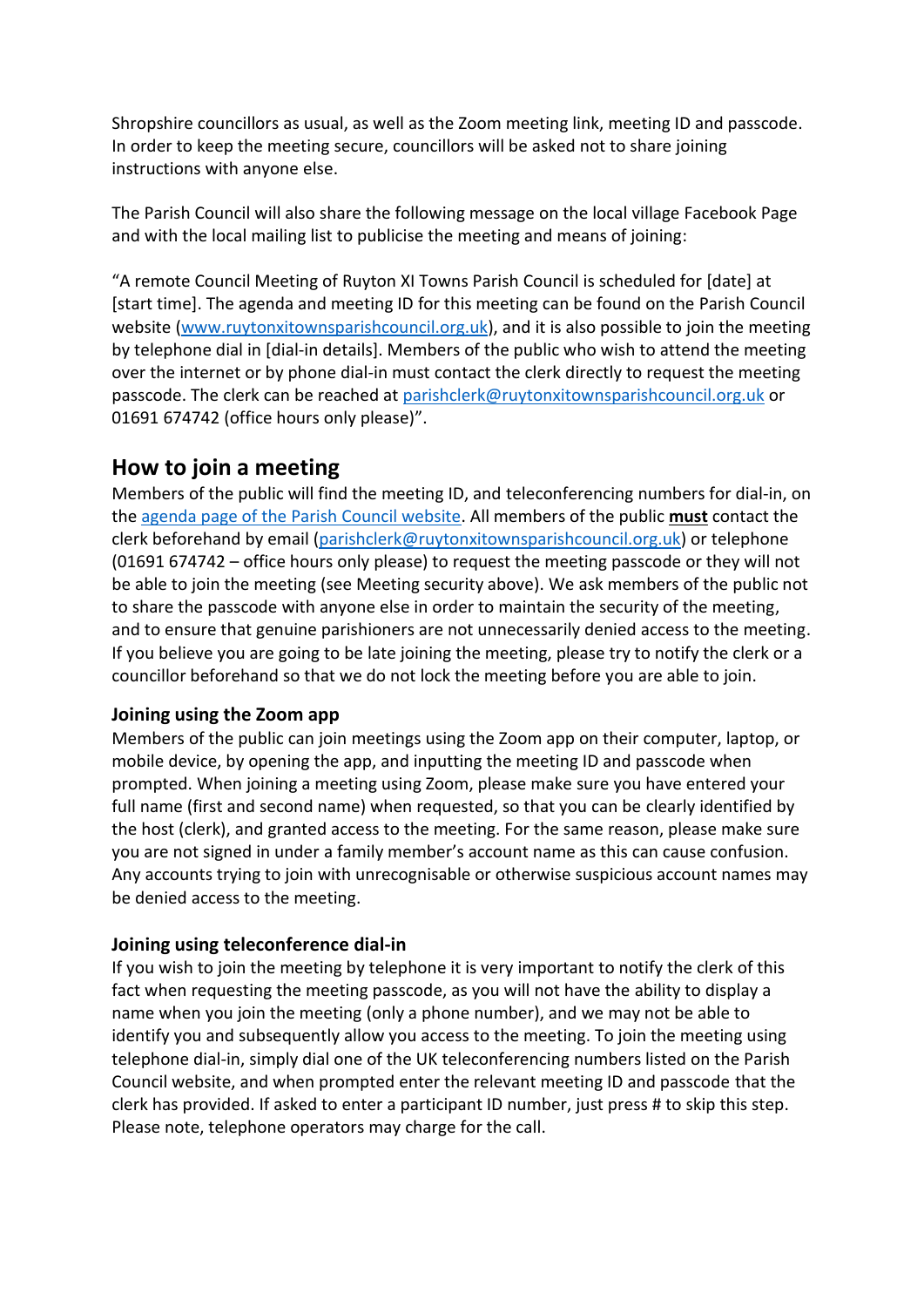Shropshire councillors as usual, as well as the Zoom meeting link, meeting ID and passcode. In order to keep the meeting secure, councillors will be asked not to share joining instructions with anyone else.

The Parish Council will also share the following message on the local village Facebook Page and with the local mailing list to publicise the meeting and means of joining:

"A remote Council Meeting of Ruyton XI Towns Parish Council is scheduled for [date] at [start time]. The agenda and meeting ID for this meeting can be found on the Parish Council website ([www.ruytonxitownsparishcouncil.org.uk](http://www.ruytonxitownsparishcouncil.org.uk)), and it is also possible to join the meeting by telephone dial in [dial-in details]. Members of the public who wish to attend the meeting over the internet or by phone dial-in must contact the clerk directly to request the meeting passcode. The clerk can be reached at [parishclerk@ruytonxitownsparishcouncil.org.uk](mailto:parishclerk@ruytonxitownsparishcouncil.org.uk) or 01691 674742 (office hours only please)".

## How to join a meeting

Members of the public will find the meeting ID, and teleconferencing numbers for dial-in, on the agenda page of the Parish Council website. All members of the public **must** contact the clerk beforehand by email ([parishclerk@ruytonxitownsparishcouncil.org.uk](mailto:parishclerk@ruytonxitownsparishcouncil.org.uk)) or telephone (01691 674742 – office hours only please) to request the meeting passcode or they will not be able to join the meeting (see Meeting security above). We ask members of the public not to share the passcode with anyone else in order to maintain the security of the meeting, and to ensure that genuine parishioners are not unnecessarily denied access to the meeting. If you believe you are going to be late joining the meeting, please try to notify the clerk or a councillor beforehand so that we do not lock the meeting before you are able to join.

### Joining using the Zoom app

Members of the public can join meetings using the Zoom app on their computer, laptop, or mobile device, by opening the app, and inputting the meeting ID and passcode when prompted. When joining a meeting using Zoom, please make sure you have entered your full name (first and second name) when requested, so that you can be clearly identified by the host (clerk), and granted access to the meeting. For the same reason, please make sure you are not signed in under a family member's account name as this can cause confusion. Any accounts trying to join with unrecognisable or otherwise suspicious account names may be denied access to the meeting.

### Joining using teleconference dial-in

If you wish to join the meeting by telephone it is very important to notify the clerk of this fact when requesting the meeting passcode, as you will not have the ability to display a name when you join the meeting (only a phone number), and we may not be able to identify you and subsequently allow you access to the meeting. To join the meeting using telephone dial-in, simply dial one of the UK teleconferencing numbers listed on the Parish Council website, and when prompted enter the relevant meeting ID and passcode that the clerk has provided. If asked to enter a participant ID number, just press # to skip this step. Please note, telephone operators may charge for the call.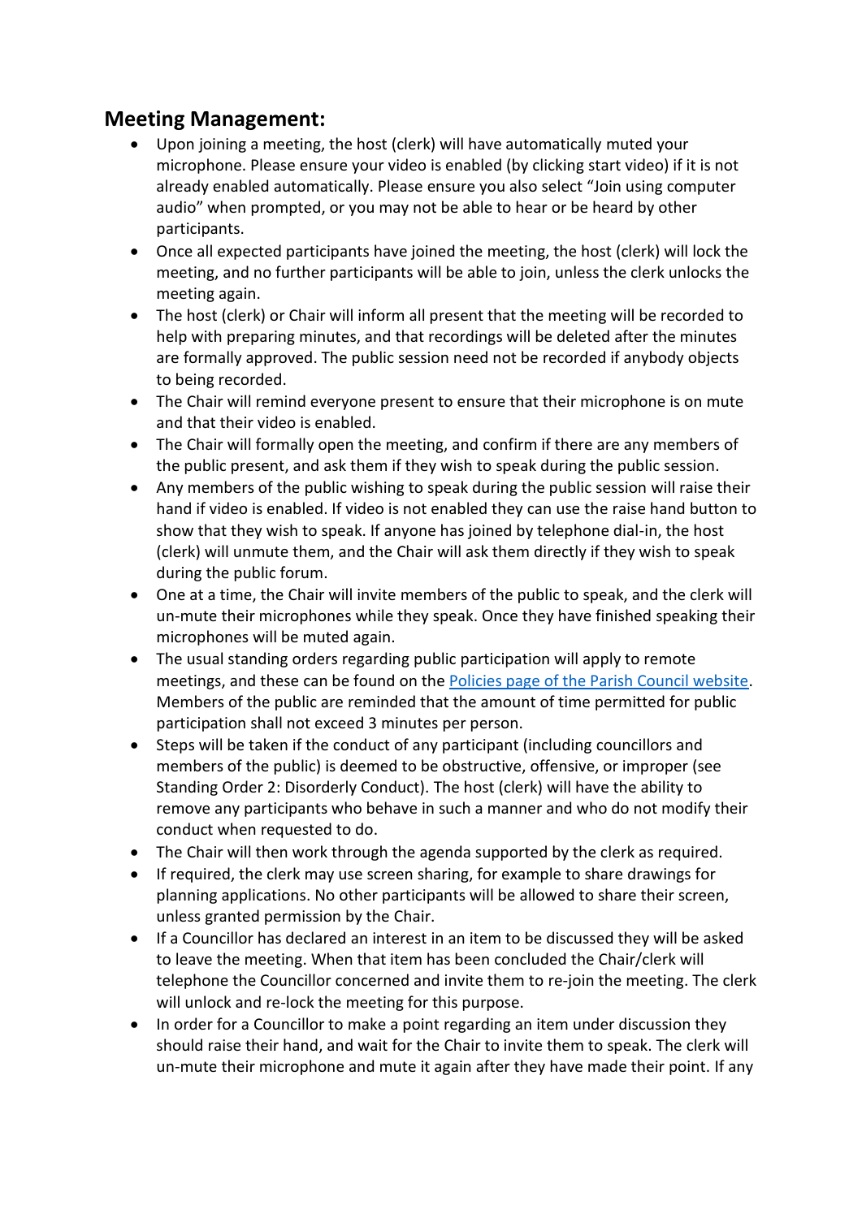## Meeting Management:

- Upon joining a meeting, the host (clerk) will have automatically muted your microphone. Please ensure your video is enabled (by clicking start video) if it is not already enabled automatically. Please ensure you also select "Join using computer audio" when prompted, or you may not be able to hear or be heard by other participants.
- Once all expected participants have joined the meeting, the host (clerk) will lock the meeting, and no further participants will be able to join, unless the clerk unlocks the meeting again.
- The host (clerk) or Chair will inform all present that the meeting will be recorded to help with preparing minutes, and that recordings will be deleted after the minutes are formally approved. The public session need not be recorded if anybody objects to being recorded.
- The Chair will remind everyone present to ensure that their microphone is on mute and that their video is enabled.
- The Chair will formally open the meeting, and confirm if there are any members of the public present, and ask them if they wish to speak during the public session.
- Any members of the public wishing to speak during the public session will raise their hand if video is enabled. If video is not enabled they can use the raise hand button to show that they wish to speak. If anyone has joined by telephone dial-in, the host (clerk) will unmute them, and the Chair will ask them directly if they wish to speak during the public forum.
- One at a time, the Chair will invite members of the public to speak, and the clerk will un-mute their microphones while they speak. Once they have finished speaking their microphones will be muted again.
- The usual standing orders regarding public participation will apply to remote meetings, and these can be found on the [Policies page of the Parish Council website](). Members of the public are reminded that the amount of time permitted for public participation shall not exceed 3 minutes per person.
- Steps will be taken if the conduct of any participant (including councillors and members of the public) is deemed to be obstructive, offensive, or improper (see Standing Order 2: Disorderly Conduct). The host (clerk) will have the ability to remove any participants who behave in such a manner and who do not modify their conduct when requested to do.
- The Chair will then work through the agenda supported by the clerk as required.
- If required, the clerk may use screen sharing, for example to share drawings for planning applications. No other participants will be allowed to share their screen, unless granted permission by the Chair.
- If a Councillor has declared an interest in an item to be discussed they will be asked to leave the meeting. When that item has been concluded the Chair/clerk will telephone the Councillor concerned and invite them to re-join the meeting. The clerk will unlock and re-lock the meeting for this purpose.
- In order for a Councillor to make a point regarding an item under discussion they should raise their hand, and wait for the Chair to invite them to speak. The clerk will un-mute their microphone and mute it again after they have made their point. If any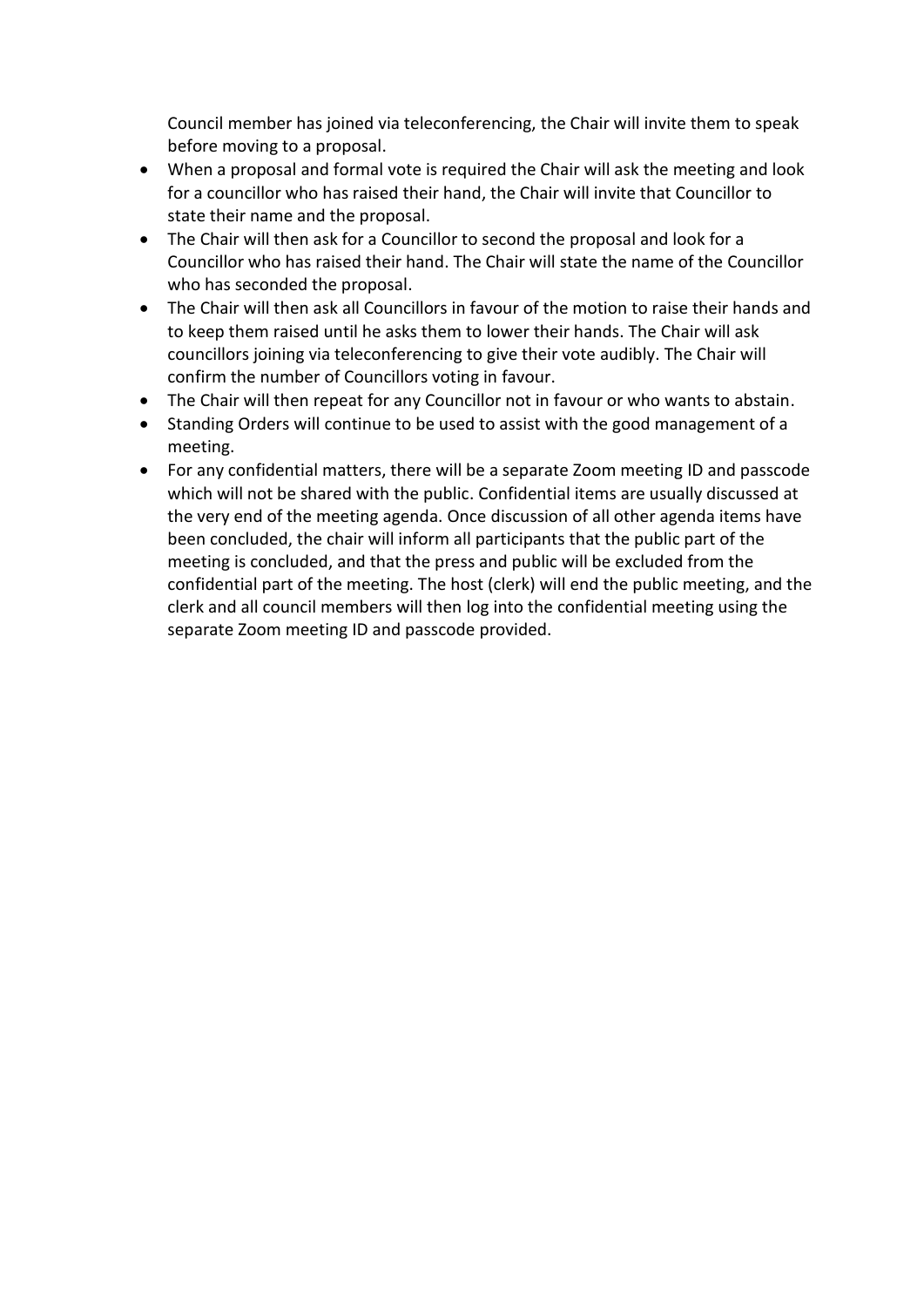Council member has joined via teleconferencing, the Chair will invite them to speak before moving to a proposal.

- When a proposal and formal vote is required the Chair will ask the meeting and look for a councillor who has raised their hand, the Chair will invite that Councillor to state their name and the proposal.
- The Chair will then ask for a Councillor to second the proposal and look for a Councillor who has raised their hand. The Chair will state the name of the Councillor who has seconded the proposal.
- The Chair will then ask all Councillors in favour of the motion to raise their hands and to keep them raised until he asks them to lower their hands. The Chair will ask councillors joining via teleconferencing to give their vote audibly. The Chair will confirm the number of Councillors voting in favour.
- The Chair will then repeat for any Councillor not in favour or who wants to abstain.
- Standing Orders will continue to be used to assist with the good management of a meeting.
- For any confidential matters, there will be a separate Zoom meeting ID and passcode which will not be shared with the public. Confidential items are usually discussed at the very end of the meeting agenda. Once discussion of all other agenda items have been concluded, the chair will inform all participants that the public part of the meeting is concluded, and that the press and public will be excluded from the confidential part of the meeting. The host (clerk) will end the public meeting, and the clerk and all council members will then log into the confidential meeting using the separate Zoom meeting ID and passcode provided.